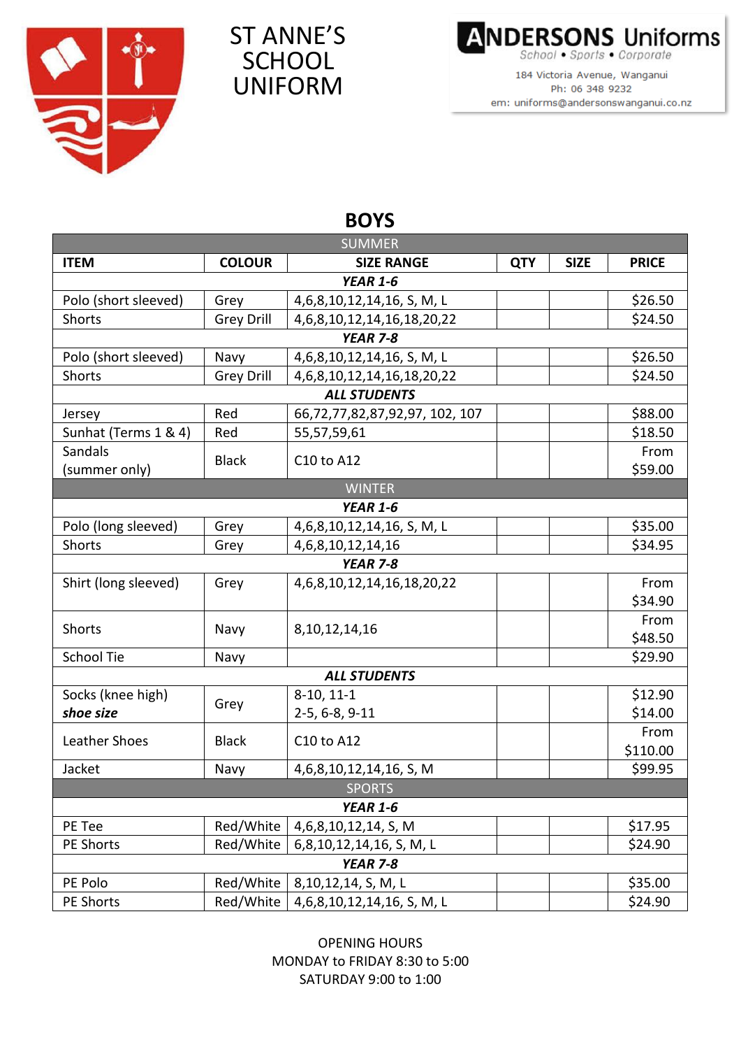# ST ANNE'S SCHOOL UNIFORM

**ANDERSONS Uniforms**
School • Sports • Corporate
184 Victoria Avenue, Wanganui
Ph: 06 348 9232
em: uniforms@andersonswanganui.co.nz

## BOYS

| ITEM | COLOUR | SIZE RANGE | QTY | SIZE | PRICE |
|---|---|---|---|---|---|
| **SUMMER** | | | | | |
| ***YEAR 1-6*** | | | | | |
| Polo (short sleeved) | Grey | 4,6,8,10,12,14,16, S, M, L | | | $26.50 |
| Shorts | Grey Drill | 4,6,8,10,12,14,16,18,20,22 | | | $24.50 |
| ***YEAR 7-8*** | | | | | |
| Polo (short sleeved) | Navy | 4,6,8,10,12,14,16, S, M, L | | | $26.50 |
| Shorts | Grey Drill | 4,6,8,10,12,14,16,18,20,22 | | | $24.50 |
| ***ALL STUDENTS*** | | | | | |
| Jersey | Red | 66,72,77,82,87,92,97, 102, 107 | | | $88.00 |
| Sunhat (Terms 1 & 4) | Red | 55,57,59,61 | | | $18.50 |
| Sandals (summer only) | Black | C10 to A12 | | | From $59.00 |
| **WINTER** | | | | | |
| ***YEAR 1-6*** | | | | | |
| Polo (long sleeved) | Grey | 4,6,8,10,12,14,16, S, M, L | | | $35.00 |
| Shorts | Grey | 4,6,8,10,12,14,16 | | | $34.95 |
| ***YEAR 7-8*** | | | | | |
| Shirt (long sleeved) | Grey | 4,6,8,10,12,14,16,18,20,22 | | | From $34.90 |
| Shorts | Navy | 8,10,12,14,16 | | | From $48.50 |
| School Tie | Navy | | | | $29.90 |
| ***ALL STUDENTS*** | | | | | |
| Socks (knee high) ***shoe size*** | Grey | 8-10, 11-1<br>2-5, 6-8, 9-11 | | | $12.90<br>$14.00 |
| Leather Shoes | Black | C10 to A12 | | | From $110.00 |
| Jacket | Navy | 4,6,8,10,12,14,16, S, M | | | $99.95 |
| **SPORTS** | | | | | |
| ***YEAR 1-6*** | | | | | |
| PE Tee | Red/White | 4,6,8,10,12,14, S, M | | | $17.95 |
| PE Shorts | Red/White | 6,8,10,12,14,16, S, M, L | | | $24.90 |
| ***YEAR 7-8*** | | | | | |
| PE Polo | Red/White | 8,10,12,14, S, M, L | | | $35.00 |
| PE Shorts | Red/White | 4,6,8,10,12,14,16, S, M, L | | | $24.90 |

OPENING HOURS
MONDAY to FRIDAY 8:30 to 5:00
SATURDAY 9:00 to 1:00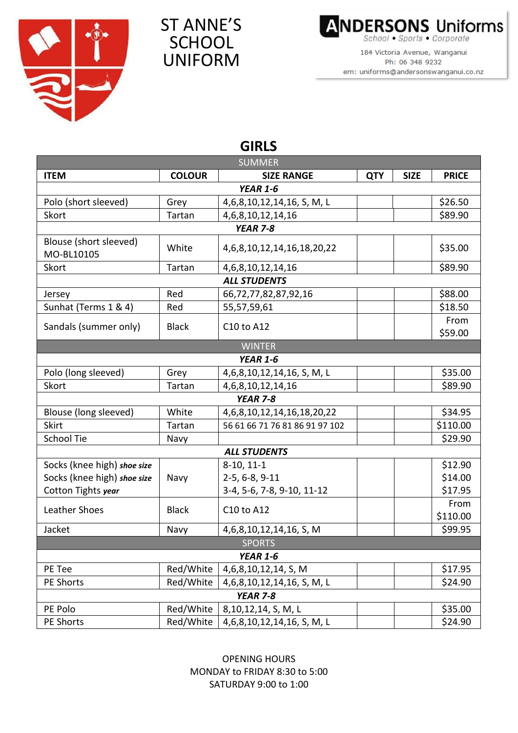# ST ANNE'S SCHOOL UNIFORM

**ANDERSONS Uniforms**
School • Sports • Corporate
184 Victoria Avenue, Wanganui
Ph: 06 348 9232
em: uniforms@andersonswanganui.co.nz

## GIRLS

| ITEM | COLOUR | SIZE RANGE | QTY | SIZE | PRICE |
|---|---|---|---|---|---|
| **SUMMER** | | | | | |
| ***YEAR 1-6*** | | | | | |
| Polo (short sleeved) | Grey | 4,6,8,10,12,14,16, S, M, L | | | $26.50 |
| Skort | Tartan | 4,6,8,10,12,14,16 | | | $89.90 |
| ***YEAR 7-8*** | | | | | |
| Blouse (short sleeved) MO-BL10105 | White | 4,6,8,10,12,14,16,18,20,22 | | | $35.00 |
| Skort | Tartan | 4,6,8,10,12,14,16 | | | $89.90 |
| ***ALL STUDENTS*** | | | | | |
| Jersey | Red | 66,72,77,82,87,92,16 | | | $88.00 |
| Sunhat (Terms 1 & 4) | Red | 55,57,59,61 | | | $18.50 |
| Sandals (summer only) | Black | C10 to A12 | | | From $59.00 |
| **WINTER** | | | | | |
| ***YEAR 1-6*** | | | | | |
| Polo (long sleeved) | Grey | 4,6,8,10,12,14,16, S, M, L | | | $35.00 |
| Skort | Tartan | 4,6,8,10,12,14,16 | | | $89.90 |
| ***YEAR 7-8*** | | | | | |
| Blouse (long sleeved) | White | 4,6,8,10,12,14,16,18,20,22 | | | $34.95 |
| Skirt | Tartan | 56 61 66 71 76 81 86 91 97 102 | | | $110.00 |
| School Tie | Navy | | | | $29.90 |
| ***ALL STUDENTS*** | | | | | |
| Socks (knee high) ***shoe size*** | Navy | 8-10, 11-1 | | | $12.90 |
| Socks (knee high) ***shoe size*** | Navy | 2-5, 6-8, 9-11 | | | $14.00 |
| Cotton Tights ***year*** | Navy | 3-4, 5-6, 7-8, 9-10, 11-12 | | | $17.95 |
| Leather Shoes | Black | C10 to A12 | | | From $110.00 |
| Jacket | Navy | 4,6,8,10,12,14,16, S, M | | | $99.95 |
| **SPORTS** | | | | | |
| ***YEAR 1-6*** | | | | | |
| PE Tee | Red/White | 4,6,8,10,12,14, S, M | | | $17.95 |
| PE Shorts | Red/White | 4,6,8,10,12,14,16, S, M, L | | | $24.90 |
| ***YEAR 7-8*** | | | | | |
| PE Polo | Red/White | 8,10,12,14, S, M, L | | | $35.00 |
| PE Shorts | Red/White | 4,6,8,10,12,14,16, S, M, L | | | $24.90 |

OPENING HOURS
MONDAY to FRIDAY 8:30 to 5:00
SATURDAY 9:00 to 1:00